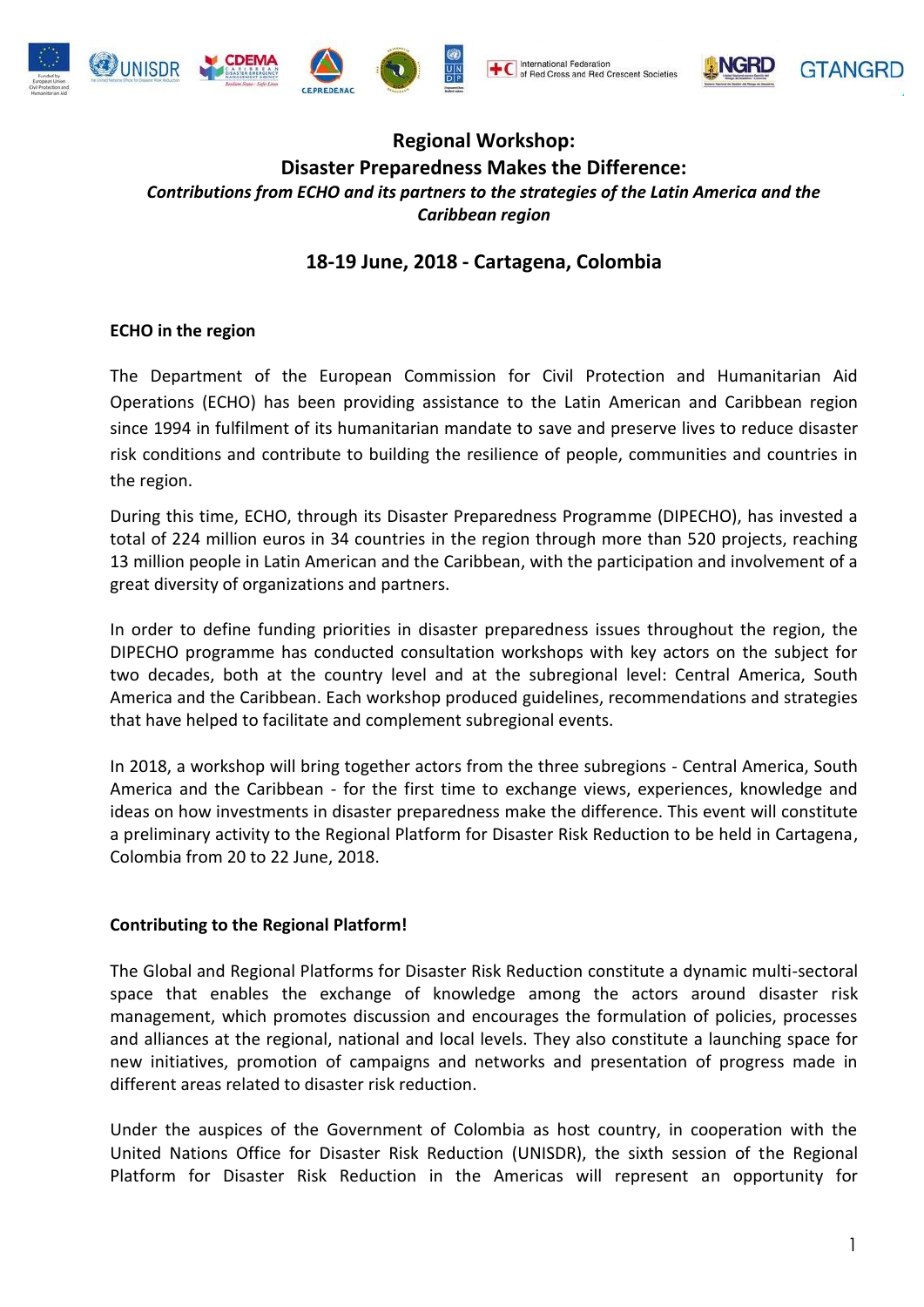# Regional Workshop:
# Disaster Preparedness Makes the Difference:

***Contributions from ECHO and its partners to the strategies of the Latin America and the Caribbean region***

## 18-19 June, 2018 - Cartagena, Colombia

**ECHO in the region**

The Department of the European Commission for Civil Protection and Humanitarian Aid Operations (ECHO) has been providing assistance to the Latin American and Caribbean region since 1994 in fulfilment of its humanitarian mandate to save and preserve lives to reduce disaster risk conditions and contribute to building the resilience of people, communities and countries in the region.

During this time, ECHO, through its Disaster Preparedness Programme (DIPECHO), has invested a total of 224 million euros in 34 countries in the region through more than 520 projects, reaching 13 million people in Latin American and the Caribbean, with the participation and involvement of a great diversity of organizations and partners.

In order to define funding priorities in disaster preparedness issues throughout the region, the DIPECHO programme has conducted consultation workshops with key actors on the subject for two decades, both at the country level and at the subregional level: Central America, South America and the Caribbean. Each workshop produced guidelines, recommendations and strategies that have helped to facilitate and complement subregional events.

In 2018, a workshop will bring together actors from the three subregions - Central America, South America and the Caribbean - for the first time to exchange views, experiences, knowledge and ideas on how investments in disaster preparedness make the difference. This event will constitute a preliminary activity to the Regional Platform for Disaster Risk Reduction to be held in Cartagena, Colombia from 20 to 22 June, 2018.

**Contributing to the Regional Platform!**

The Global and Regional Platforms for Disaster Risk Reduction constitute a dynamic multi-sectoral space that enables the exchange of knowledge among the actors around disaster risk management, which promotes discussion and encourages the formulation of policies, processes and alliances at the regional, national and local levels. They also constitute a launching space for new initiatives, promotion of campaigns and networks and presentation of progress made in different areas related to disaster risk reduction.

Under the auspices of the Government of Colombia as host country, in cooperation with the United Nations Office for Disaster Risk Reduction (UNISDR), the sixth session of the Regional Platform for Disaster Risk Reduction in the Americas will represent an opportunity for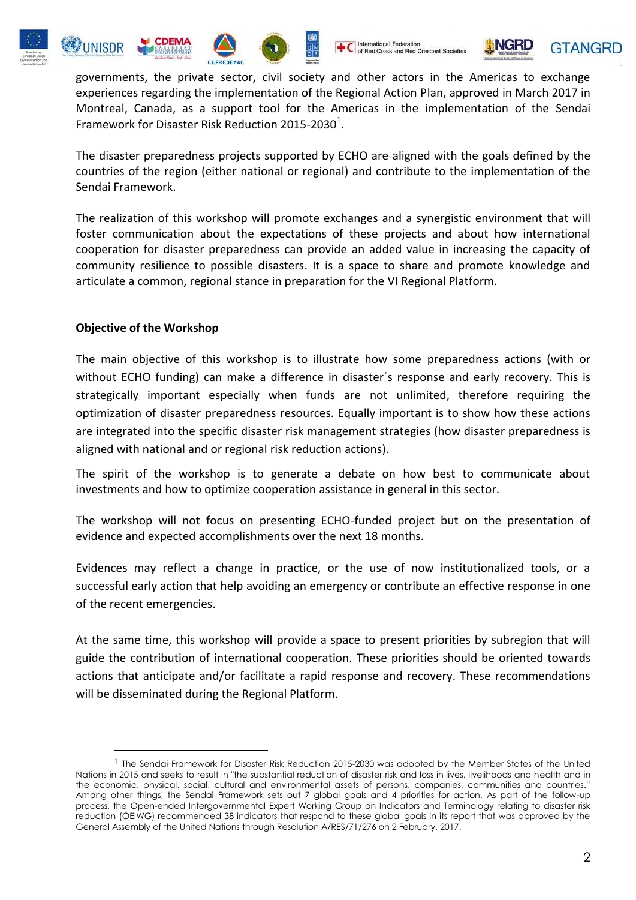governments, the private sector, civil society and other actors in the Americas to exchange experiences regarding the implementation of the Regional Action Plan, approved in March 2017 in Montreal, Canada, as a support tool for the Americas in the implementation of the Sendai Framework for Disaster Risk Reduction 2015-2030[1].

The disaster preparedness projects supported by ECHO are aligned with the goals defined by the countries of the region (either national or regional) and contribute to the implementation of the Sendai Framework.

The realization of this workshop will promote exchanges and a synergistic environment that will foster communication about the expectations of these projects and about how international cooperation for disaster preparedness can provide an added value in increasing the capacity of community resilience to possible disasters. It is a space to share and promote knowledge and articulate a common, regional stance in preparation for the VI Regional Platform.

**Objective of the Workshop**

The main objective of this workshop is to illustrate how some preparedness actions (with or without ECHO funding) can make a difference in disaster´s response and early recovery. This is strategically important especially when funds are not unlimited, therefore requiring the optimization of disaster preparedness resources. Equally important is to show how these actions are integrated into the specific disaster risk management strategies (how disaster preparedness is aligned with national and or regional risk reduction actions).

The spirit of the workshop is to generate a debate on how best to communicate about investments and how to optimize cooperation assistance in general in this sector.

The workshop will not focus on presenting ECHO-funded project but on the presentation of evidence and expected accomplishments over the next 18 months.

Evidences may reflect a change in practice, or the use of now institutionalized tools, or a successful early action that help avoiding an emergency or contribute an effective response in one of the recent emergencies.

At the same time, this workshop will provide a space to present priorities by subregion that will guide the contribution of international cooperation. These priorities should be oriented towards actions that anticipate and/or facilitate a rapid response and recovery. These recommendations will be disseminated during the Regional Platform.

[1] The Sendai Framework for Disaster Risk Reduction 2015-2030 was adopted by the Member States of the United Nations in 2015 and seeks to result in "the substantial reduction of disaster risk and loss in lives, livelihoods and health and in the economic, physical, social, cultural and environmental assets of persons, companies, communities and countries." Among other things, the Sendai Framework sets out 7 global goals and 4 priorities for action. As part of the follow-up process, the Open-ended Intergovernmental Expert Working Group on Indicators and Terminology relating to disaster risk reduction (OEIWG) recommended 38 indicators that respond to these global goals in its report that was approved by the General Assembly of the United Nations through Resolution A/RES/71/276 on 2 February, 2017.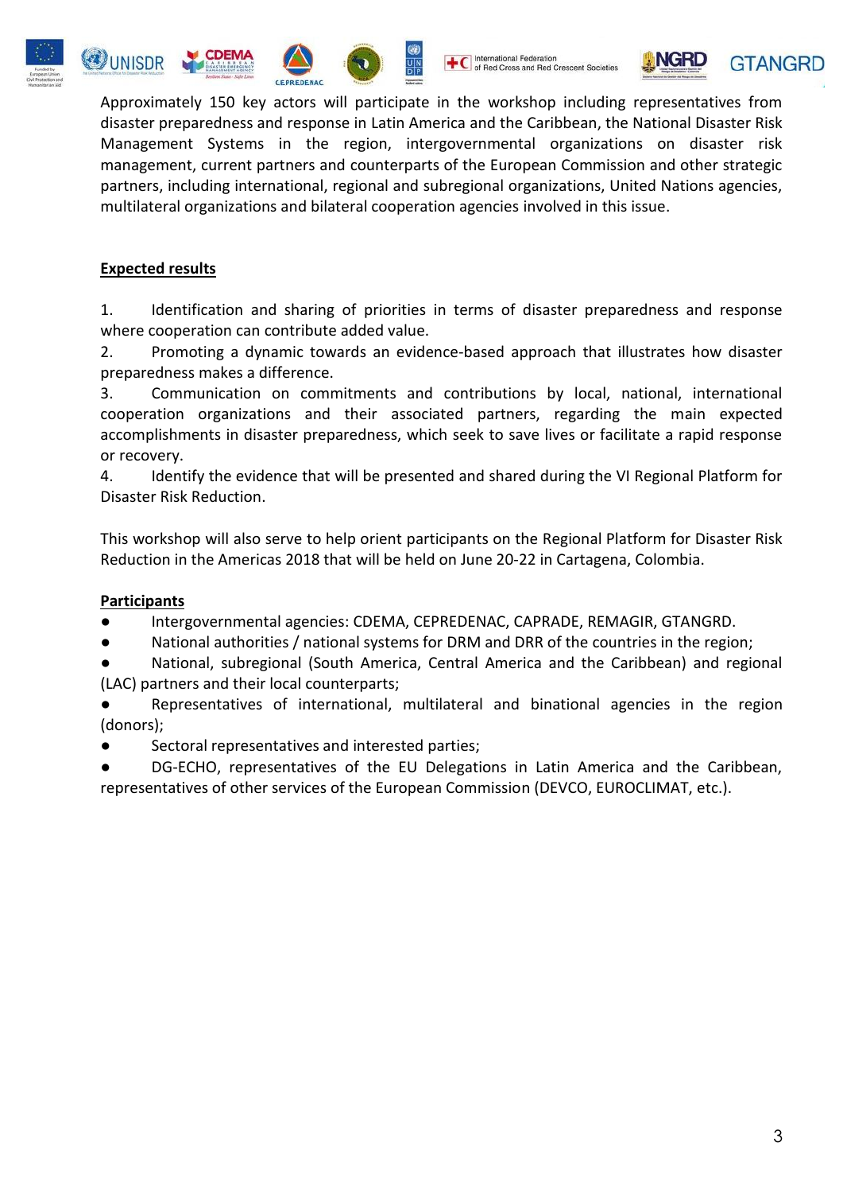Approximately 150 key actors will participate in the workshop including representatives from disaster preparedness and response in Latin America and the Caribbean, the National Disaster Risk Management Systems in the region, intergovernmental organizations on disaster risk management, current partners and counterparts of the European Commission and other strategic partners, including international, regional and subregional organizations, United Nations agencies, multilateral organizations and bilateral cooperation agencies involved in this issue.

**Expected results**

1. Identification and sharing of priorities in terms of disaster preparedness and response where cooperation can contribute added value.
2. Promoting a dynamic towards an evidence-based approach that illustrates how disaster preparedness makes a difference.
3. Communication on commitments and contributions by local, national, international cooperation organizations and their associated partners, regarding the main expected accomplishments in disaster preparedness, which seek to save lives or facilitate a rapid response or recovery.
4. Identify the evidence that will be presented and shared during the VI Regional Platform for Disaster Risk Reduction.

This workshop will also serve to help orient participants on the Regional Platform for Disaster Risk Reduction in the Americas 2018 that will be held on June 20-22 in Cartagena, Colombia.

**Participants**

- Intergovernmental agencies: CDEMA, CEPREDENAC, CAPRADE, REMAGIR, GTANGRD.
- National authorities / national systems for DRM and DRR of the countries in the region;
- National, subregional (South America, Central America and the Caribbean) and regional (LAC) partners and their local counterparts;
- Representatives of international, multilateral and binational agencies in the region (donors);
- Sectoral representatives and interested parties;
- DG-ECHO, representatives of the EU Delegations in Latin America and the Caribbean, representatives of other services of the European Commission (DEVCO, EUROCLIMAT, etc.).